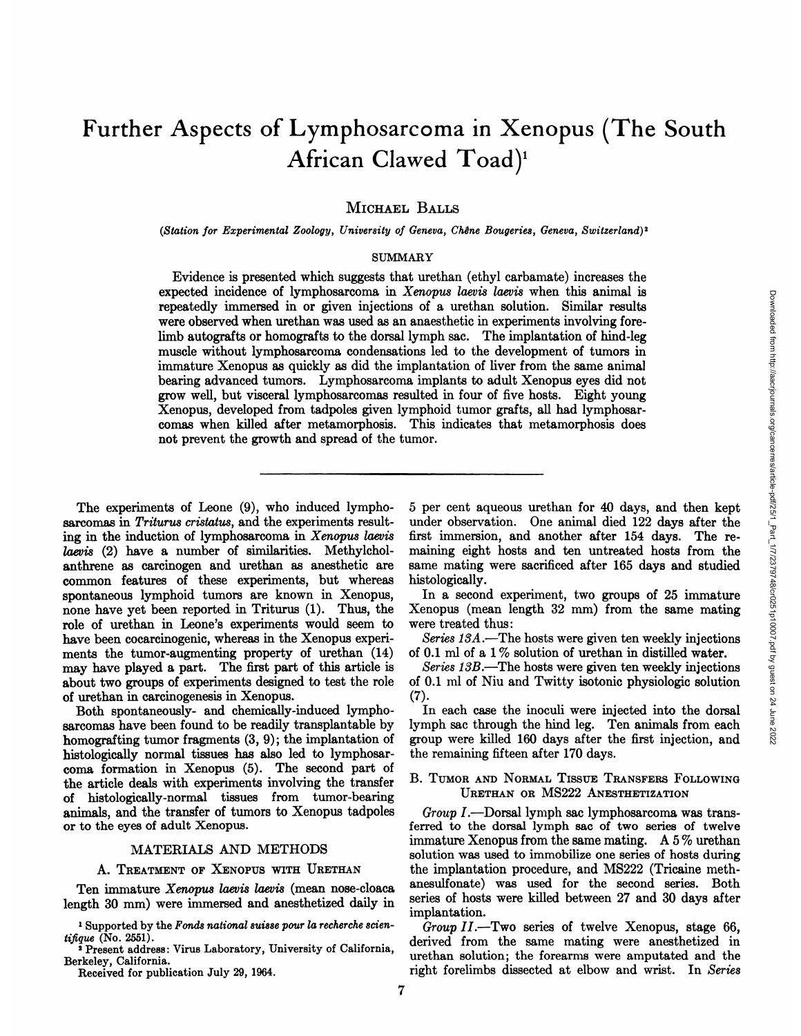# Further Aspects of Lymphosarcoma in Xenopus (The South African Clawed Toad)[1]

MICHAEL BALLS

*(Station for Experimental Zoology, University of Geneva, Chêne Bougeries, Geneva, Switzerland)*[2]

## SUMMARY

Evidence is presented which suggests that urethan (ethyl carbamate) increases the expected incidence of lymphosarcoma in *Xenopus laevis laevis* when this animal is repeatedly immersed in or given injections of a urethan solution. Similar results were observed when urethan was used as an anaesthetic in experiments involving forelimb autografts or homografts to the dorsal lymph sac. The implantation of hind-leg muscle without lymphosarcoma condensations led to the development of tumors in immature Xenopus as quickly as did the implantation of liver from the same animal bearing advanced tumors. Lymphosarcoma implants to adult Xenopus eyes did not grow well, but visceral lymphosarcomas resulted in four of five hosts. Eight young Xenopus, developed from tadpoles given lymphoid tumor grafts, all had lymphosarcomas when killed after metamorphosis. This indicates that metamorphosis does not prevent the growth and spread of the tumor.

---

The experiments of Leone (9), who induced lymphosarcomas in *Triturus cristatus*, and the experiments resulting in the induction of lymphosarcoma in *Xenopus laevis laevis* (2) have a number of similarities. Methylcholanthrene as carcinogen and urethan as anesthetic are common features of these experiments, but whereas spontaneous lymphoid tumors are known in Xenopus, none have yet been reported in Triturus (1). Thus, the role of urethan in Leone's experiments would seem to have been cocarcinogenic, whereas in the Xenopus experiments the tumor-augmenting property of urethan (14) may have played a part. The first part of this article is about two groups of experiments designed to test the role of urethan in carcinogenesis in Xenopus.

Both spontaneously- and chemically-induced lymphosarcomas have been found to be readily transplantable by homografting tumor fragments (3, 9); the implantation of histologically normal tissues has also led to lymphosarcoma formation in Xenopus (5). The second part of the article deals with experiments involving the transfer of histologically-normal tissues from tumor-bearing animals, and the transfer of tumors to Xenopus tadpoles or to the eyes of adult Xenopus.

## MATERIALS AND METHODS

### A. TREATMENT OF XENOPUS WITH URETHAN

Ten immature *Xenopus laevis laevis* (mean nose-cloaca length 30 mm) were immersed and anesthetized daily in 5 per cent aqueous urethan for 40 days, and then kept under observation. One animal died 122 days after the first immersion, and another after 154 days. The remaining eight hosts and ten untreated hosts from the same mating were sacrificed after 165 days and studied histologically.

In a second experiment, two groups of 25 immature Xenopus (mean length 32 mm) from the same mating were treated thus:

*Series 13A.*—The hosts were given ten weekly injections of 0.1 ml of a 1% solution of urethan in distilled water.

*Series 13B.*—The hosts were given ten weekly injections of 0.1 ml of Niu and Twitty isotonic physiologic solution (7).

In each case the inoculi were injected into the dorsal lymph sac through the hind leg. Ten animals from each group were killed 160 days after the first injection, and the remaining fifteen after 170 days.

### B. TUMOR AND NORMAL TISSUE TRANSFERS FOLLOWING URETHAN OR MS222 ANESTHETIZATION

*Group I.*—Dorsal lymph sac lymphosarcoma was transferred to the dorsal lymph sac of two series of twelve immature Xenopus from the same mating. A 5% urethan solution was used to immobilize one series of hosts during the implantation procedure, and MS222 (Tricaine methanesulfonate) was used for the second series. Both series of hosts were killed between 27 and 30 days after implantation.

*Group II.*—Two series of twelve Xenopus, stage 66, derived from the same mating were anesthetized in urethan solution; the forearms were amputated and the right forelimbs dissected at elbow and wrist. In *Series*

[1] Supported by the *Fonds national suisse pour la recherche scientifique* (No. 2551).

[2] Present address: Virus Laboratory, University of California, Berkeley, California.

Received for publication July 29, 1964.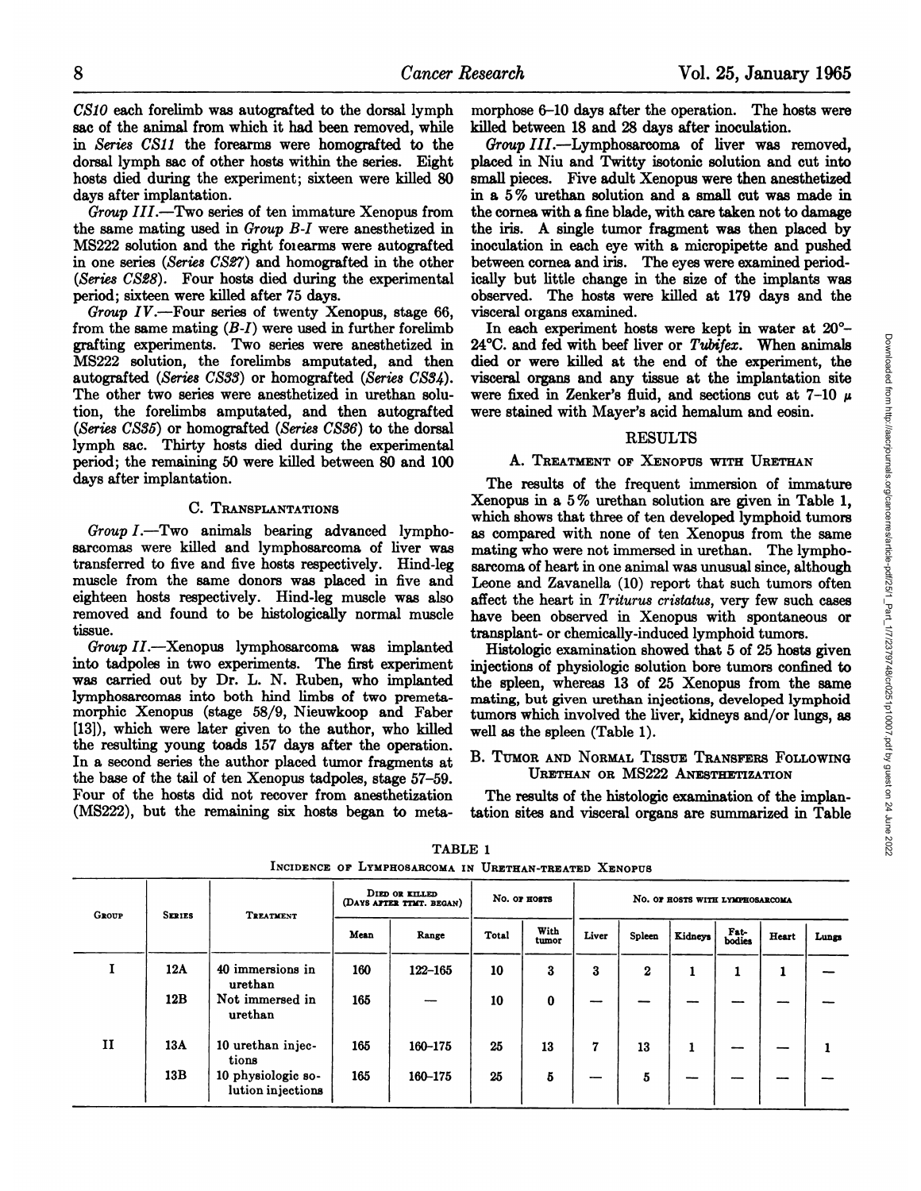*CS10* each forelimb was autografted to the dorsal lymph sac of the animal from which it had been removed, while in *Series CS11* the forearms were homografted to the dorsal lymph sac of other hosts within the series. Eight hosts died during the experiment; sixteen were killed 80 days after implantation.

*Group III*.—Two series of ten immature Xenopus from the same mating used in *Group B-I* were anesthetized in MS222 solution and the right forearms were autografted in one series (*Series CS27*) and homografted in the other (*Series CS28*). Four hosts died during the experimental period; sixteen were killed after 75 days.

*Group IV*.—Four series of twenty Xenopus, stage 66, from the same mating (*B-I*) were used in further forelimb grafting experiments. Two series were anesthetized in MS222 solution, the forelimbs amputated, and then autografted (*Series CS33*) or homografted (*Series CS34*). The other two series were anesthetized in urethan solution, the forelimbs amputated, and then autografted (*Series CS35*) or homografted (*Series CS36*) to the dorsal lymph sac. Thirty hosts died during the experimental period; the remaining 50 were killed between 80 and 100 days after implantation.

### C. Transplantations

*Group I*.—Two animals bearing advanced lymphosarcomas were killed and lymphosarcoma of liver was transferred to five and five hosts respectively. Hind-leg muscle from the same donors was placed in five and eighteen hosts respectively. Hind-leg muscle was also removed and found to be histologically normal muscle tissue.

*Group II*.—Xenopus lymphosarcoma was implanted into tadpoles in two experiments. The first experiment was carried out by Dr. L. N. Ruben, who implanted lymphosarcomas into both hind limbs of two premetamorphic Xenopus (stage 58/9, Nieuwkoop and Faber [13]), which were later given to the author, who killed the resulting young toads 157 days after the operation. In a second series the author placed tumor fragments at the base of the tail of ten Xenopus tadpoles, stage 57–59. Four of the hosts did not recover from anesthetization (MS222), but the remaining six hosts began to metamorphose 6–10 days after the operation. The hosts were killed between 18 and 28 days after inoculation.

*Group III*.—Lymphosarcoma of liver was removed, placed in Niu and Twitty isotonic solution and cut into small pieces. Five adult Xenopus were then anesthetized in a 5% urethan solution and a small cut was made in the cornea with a fine blade, with care taken not to damage the iris. A single tumor fragment was then placed by inoculation in each eye with a micropipette and pushed between cornea and iris. The eyes were examined periodically but little change in the size of the implants was observed. The hosts were killed at 179 days and the visceral organs examined.

In each experiment hosts were kept in water at 20°–24°C. and fed with beef liver or *Tubifex*. When animals died or were killed at the end of the experiment, the visceral organs and any tissue at the implantation site were fixed in Zenker's fluid, and sections cut at 7–10 μ were stained with Mayer's acid hemalum and eosin.

## RESULTS

### A. Treatment of Xenopus with Urethan

The results of the frequent immersion of immature Xenopus in a 5% urethan solution are given in Table 1, which shows that three of ten developed lymphoid tumors as compared with none of ten Xenopus from the same mating who were not immersed in urethan. The lymphosarcoma of heart in one animal was unusual since, although Leone and Zavanella (10) report that such tumors often affect the heart in *Triturus cristatus*, very few such cases have been observed in Xenopus with spontaneous or transplant- or chemically-induced lymphoid tumors.

Histologic examination showed that 5 of 25 hosts given injections of physiologic solution bore tumors confined to the spleen, whereas 13 of 25 Xenopus from the same mating, but given urethan injections, developed lymphoid tumors which involved the liver, kidneys and/or lungs, as well as the spleen (Table 1).

### B. Tumor and Normal Tissue Transfers Following Urethan or MS222 Anesthetization

The results of the histologic examination of the implantation sites and visceral organs are summarized in Table

TABLE 1
INCIDENCE OF LYMPHOSARCOMA IN URETHAN-TREATED XENOPUS

| Group | Series | Treatment | Died or killed (Days after trmt. began) | | No. of hosts | | No. of hosts with lymphosarcoma | | | | | |
|---|---|---|---|---|---|---|---|---|---|---|---|---|
| | | | Mean | Range | Total | With tumor | Liver | Spleen | Kidneys | Fat-bodies | Heart | Lungs |
| I | 12A | 40 immersions in urethan | 160 | 122–165 | 10 | 3 | 3 | 2 | 1 | 1 | 1 | — |
| | 12B | Not immersed in urethan | 165 | — | 10 | 0 | — | — | — | — | — | — |
| II | 13A | 10 urethan injections | 165 | 160–175 | 25 | 13 | 7 | 13 | 1 | — | — | 1 |
| | 13B | 10 physiologic solution injections | 165 | 160–175 | 25 | 5 | — | 5 | — | — | — | — |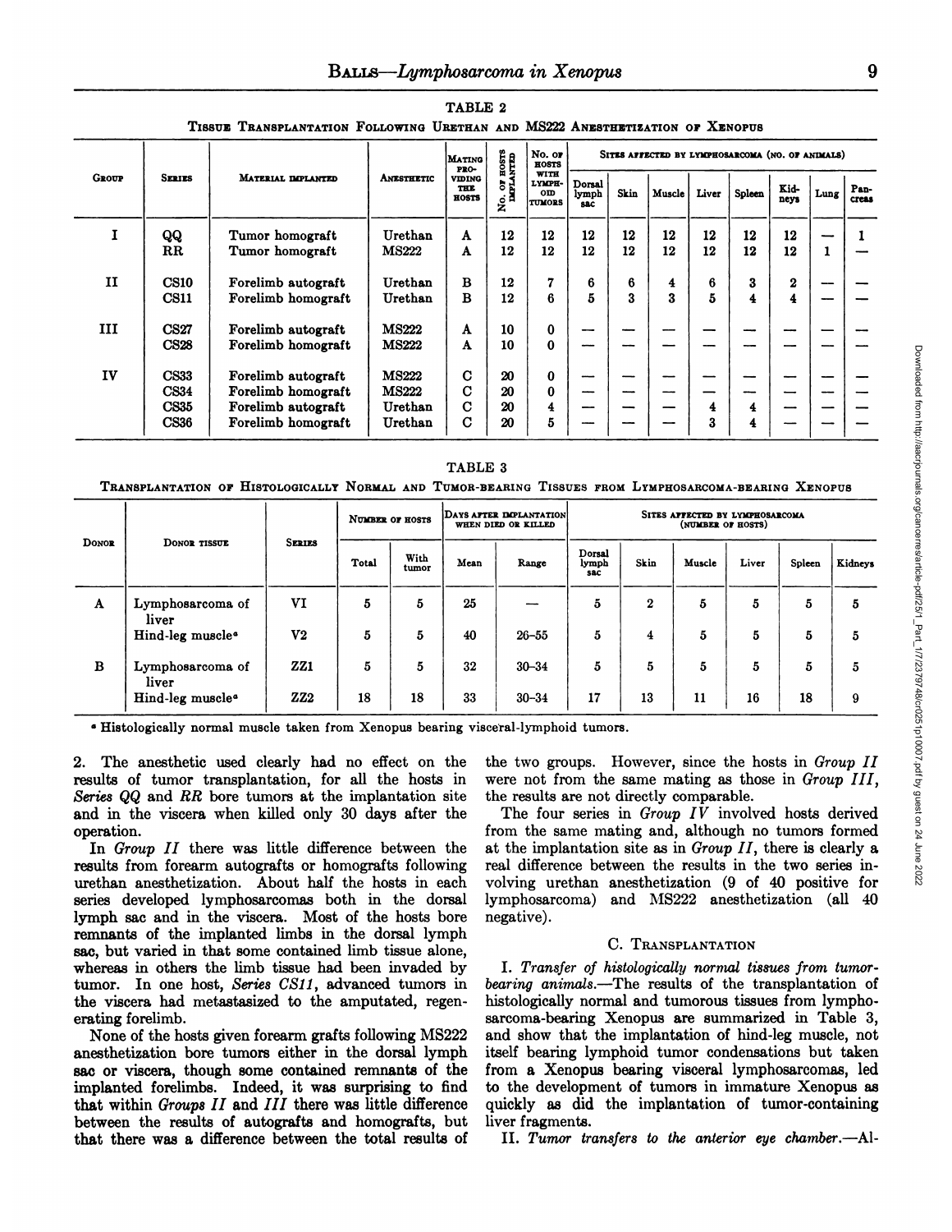TABLE 2

TISSUE TRANSPLANTATION FOLLOWING URETHAN AND MS222 ANESTHETIZATION OF XENOPUS

| Group | Series | Material implanted | Anesthetic | Mating providing the hosts | No. of hosts implanted | No. of hosts with lymphoid tumors | Sites affected by lymphosarcoma (no. of animals) | | | | | | | |
|---|---|---|---|---|---|---|---|---|---|---|---|---|---|---|
| | | | | | | | Dorsal lymph sac | Skin | Muscle | Liver | Spleen | Kidneys | Lung | Pancreas |
| I | QQ | Tumor homograft | Urethan | A | 12 | 12 | 12 | 12 | 12 | 12 | 12 | 12 | — | 1 |
| | RR | Tumor homograft | MS222 | A | 12 | 12 | 12 | 12 | 12 | 12 | 12 | 12 | 1 | — |
| II | CS10 | Forelimb autograft | Urethan | B | 12 | 7 | 6 | 6 | 4 | 6 | 3 | 2 | — | — |
| | CS11 | Forelimb homograft | Urethan | B | 12 | 6 | 5 | 3 | 3 | 5 | 4 | 4 | — | — |
| III | CS27 | Forelimb autograft | MS222 | A | 10 | 0 | — | — | — | — | — | — | — | — |
| | CS28 | Forelimb homograft | MS222 | A | 10 | 0 | — | — | — | — | — | — | — | — |
| IV | CS33 | Forelimb autograft | MS222 | C | 20 | 0 | — | — | — | — | — | — | — | — |
| | CS34 | Forelimb homograft | MS222 | C | 20 | 0 | — | — | — | — | — | — | — | — |
| | CS35 | Forelimb autograft | Urethan | C | 20 | 4 | — | — | — | 4 | 4 | — | — | — |
| | CS36 | Forelimb homograft | Urethan | C | 20 | 5 | — | — | — | 3 | 4 | — | — | — |

TABLE 3

TRANSPLANTATION OF HISTOLOGICALLY NORMAL AND TUMOR-BEARING TISSUES FROM LYMPHOSARCOMA-BEARING XENOPUS

| Donor | Donor tissue | Series | Number of hosts | | Days after implantation when died or killed | | Sites affected by lymphosarcoma (number of hosts) | | | | | |
|---|---|---|---|---|---|---|---|---|---|---|---|---|
| | | | Total | With tumor | Mean | Range | Dorsal lymph sac | Skin | Muscle | Liver | Spleen | Kidneys |
| A | Lymphosarcoma of liver | VI | 5 | 5 | 25 | — | 5 | 2 | 5 | 5 | 5 | 5 |
| | Hind-leg muscle[a] | V2 | 5 | 5 | 40 | 26–55 | 5 | 4 | 5 | 5 | 5 | 5 |
| B | Lymphosarcoma of liver | ZZ1 | 5 | 5 | 32 | 30–34 | 5 | 5 | 5 | 5 | 5 | 5 |
| | Hind-leg muscle[a] | ZZ2 | 18 | 18 | 33 | 30–34 | 17 | 13 | 11 | 16 | 18 | 9 |

[a] Histologically normal muscle taken from Xenopus bearing visceral-lymphoid tumors.

2. The anesthetic used clearly had no effect on the results of tumor transplantation, for all the hosts in *Series QQ* and *RR* bore tumors at the implantation site and in the viscera when killed only 30 days after the operation.

In *Group II* there was little difference between the results from forearm autografts or homografts following urethan anesthetization. About half the hosts in each series developed lymphosarcomas both in the dorsal lymph sac and in the viscera. Most of the hosts bore remnants of the implanted limbs in the dorsal lymph sac, but varied in that some contained limb tissue alone, whereas in others the limb tissue had been invaded by tumor. In one host, *Series CS11*, advanced tumors in the viscera had metastasized to the amputated, regenerating forelimb.

None of the hosts given forearm grafts following MS222 anesthetization bore tumors either in the dorsal lymph sac or viscera, though some contained remnants of the implanted forelimbs. Indeed, it was surprising to find that within *Groups II* and *III* there was little difference between the results of autografts and homografts, but that there was a difference between the total results of the two groups. However, since the hosts in *Group II* were not from the same mating as those in *Group III*, the results are not directly comparable.

The four series in *Group IV* involved hosts derived from the same mating and, although no tumors formed at the implantation site as in *Group II*, there is clearly a real difference between the results in the two series involving urethan anesthetization (9 of 40 positive for lymphosarcoma) and MS222 anesthetization (all 40 negative).

### C. TRANSPLANTATION

I. *Transfer of histologically normal tissues from tumor-bearing animals.*—The results of the transplantation of histologically normal and tumorous tissues from lymphosarcoma-bearing Xenopus are summarized in Table 3, and show that the implantation of hind-leg muscle, not itself bearing lymphoid tumor condensations but taken from a Xenopus bearing visceral lymphosarcomas, led to the development of tumors in immature Xenopus as quickly as did the implantation of tumor-containing liver fragments.

II. *Tumor transfers to the anterior eye chamber.*—Al-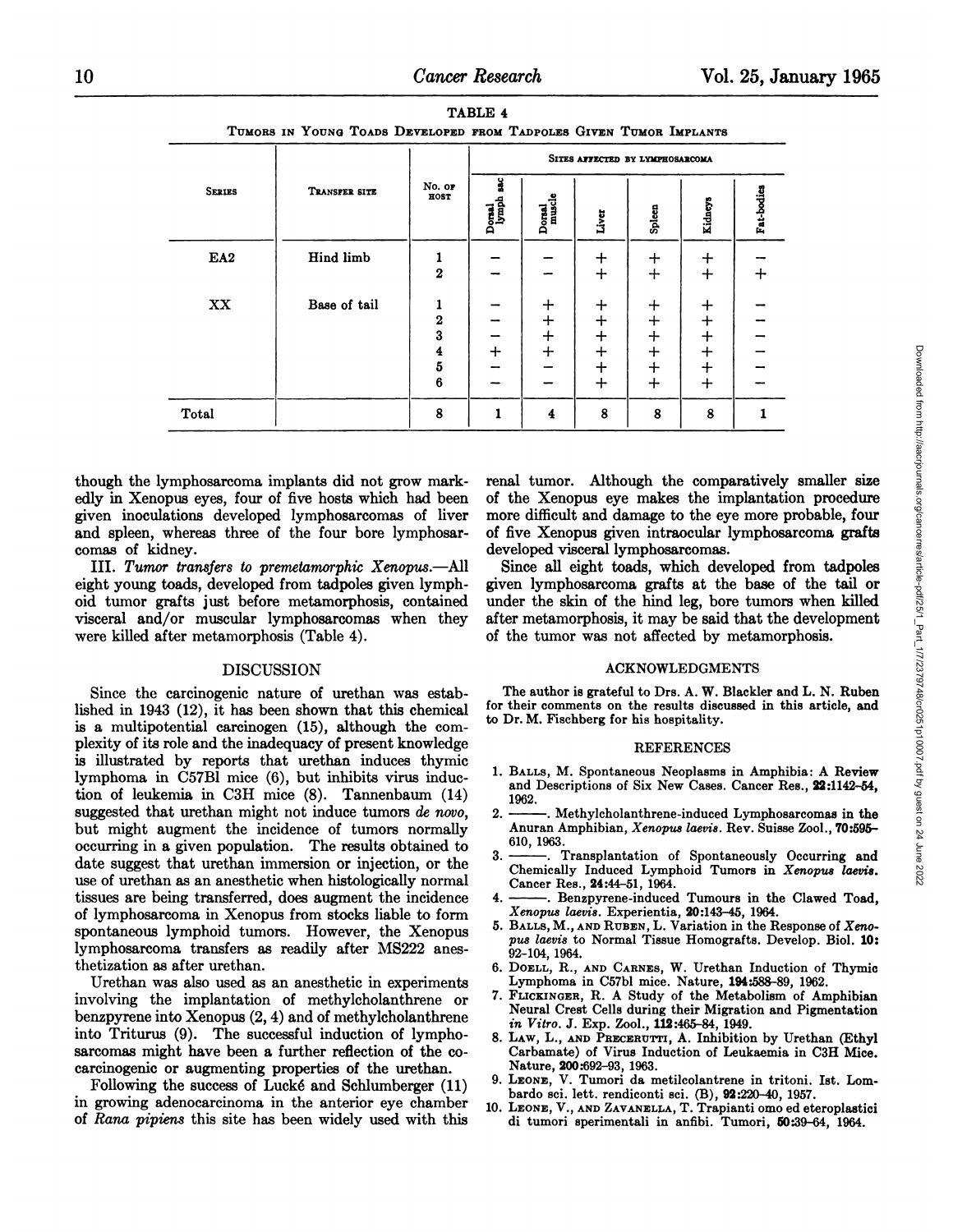TABLE 4

Tumors in Young Toads Developed from Tadpoles Given Tumor Implants

| Series | Transfer site | No. of host | Sites affected by lymphosarcoma | | | | | |
|---|---|---|---|---|---|---|---|---|
| | | | Dorsal lymph sac | Dorsal muscle | Liver | Spleen | Kidneys | Fat-bodies |
| EA2 | Hind limb | 1 | – | – | + | + | + | – |
| | | 2 | – | – | + | + | + | + |
| XX | Base of tail | 1 | – | + | + | + | + | – |
| | | 2 | – | + | + | + | + | – |
| | | 3 | – | + | + | + | + | – |
| | | 4 | + | + | + | + | + | – |
| | | 5 | – | – | + | + | + | – |
| | | 6 | – | – | + | + | + | – |
| Total | | 8 | 1 | 4 | 8 | 8 | 8 | 1 |

though the lymphosarcoma implants did not grow markedly in Xenopus eyes, four of five hosts which had been given inoculations developed lymphosarcomas of liver and spleen, whereas three of the four bore lymphosarcomas of kidney.

III. *Tumor transfers to premetamorphic Xenopus.*—All eight young toads, developed from tadpoles given lymphoid tumor grafts just before metamorphosis, contained visceral and/or muscular lymphosarcomas when they were killed after metamorphosis (Table 4).

## DISCUSSION

Since the carcinogenic nature of urethan was established in 1943 (12), it has been shown that this chemical is a multipotential carcinogen (15), although the complexity of its role and the inadequacy of present knowledge is illustrated by reports that urethan induces thymic lymphoma in C57Bl mice (6), but inhibits virus induction of leukemia in C3H mice (8). Tannenbaum (14) suggested that urethan might not induce tumors *de novo*, but might augment the incidence of tumors normally occurring in a given population. The results obtained to date suggest that urethan immersion or injection, or the use of urethan as an anesthetic when histologically normal tissues are being transferred, does augment the incidence of lymphosarcoma in Xenopus from stocks liable to form spontaneous lymphoid tumors. However, the Xenopus lymphosarcoma transfers as readily after MS222 anesthetization as after urethan.

Urethan was also used as an anesthetic in experiments involving the implantation of methylcholanthrene or benzpyrene into Xenopus (2, 4) and of methylcholanthrene into Triturus (9). The successful induction of lymphosarcomas might have been a further reflection of the cocarcinogenic or augmenting properties of the urethan.

Following the success of Lucké and Schlumberger (11) in growing adenocarcinoma in the anterior eye chamber of *Rana pipiens* this site has been widely used with this renal tumor. Although the comparatively smaller size of the Xenopus eye makes the implantation procedure more difficult and damage to the eye more probable, four of five Xenopus given intraocular lymphosarcoma grafts developed visceral lymphosarcomas.

Since all eight toads, which developed from tadpoles given lymphosarcoma grafts at the base of the tail or under the skin of the hind leg, bore tumors when killed after metamorphosis, it may be said that the development of the tumor was not affected by metamorphosis.

## ACKNOWLEDGMENTS

The author is grateful to Drs. A. W. Blackler and L. N. Ruben for their comments on the results discussed in this article, and to Dr. M. Fischberg for his hospitality.

## REFERENCES

1. Balls, M. Spontaneous Neoplasms in Amphibia: A Review and Descriptions of Six New Cases. Cancer Res., **22**:1142–54, 1962.
2. ———. Methylcholanthrene-induced Lymphosarcomas in the Anuran Amphibian, *Xenopus laevis*. Rev. Suisse Zool., **70**:595–610, 1963.
3. ———. Transplantation of Spontaneously Occurring and Chemically Induced Lymphoid Tumors in *Xenopus laevis*. Cancer Res., **24**:44–51, 1964.
4. ———. Benzpyrene-induced Tumours in the Clawed Toad, *Xenopus laevis*. Experientia, **20**:143–45, 1964.
5. Balls, M., and Ruben, L. Variation in the Response of *Xenopus laevis* to Normal Tissue Homografts. Develop. Biol. **10**: 92–104, 1964.
6. Doell, R., and Carnes, W. Urethan Induction of Thymic Lymphoma in C57bl mice. Nature, **194**:588–89, 1962.
7. Flickinger, R. A Study of the Metabolism of Amphibian Neural Crest Cells during their Migration and Pigmentation *in Vitro*. J. Exp. Zool., **112**:465–84, 1949.
8. Law, L., and Precerutti, A. Inhibition by Urethan (Ethyl Carbamate) of Virus Induction of Leukaemia in C3H Mice. Nature, **200**:692–93, 1963.
9. Leone, V. Tumori da metilcolantrene in tritoni. Ist. Lombardo sci. lett. rendiconti sci. (B), **92**:220–40, 1957.
10. Leone, V., and Zavanella, T. Trapianti omo ed eteroplastici di tumori sperimentali in anfibi. Tumori, **50**:39–64, 1964.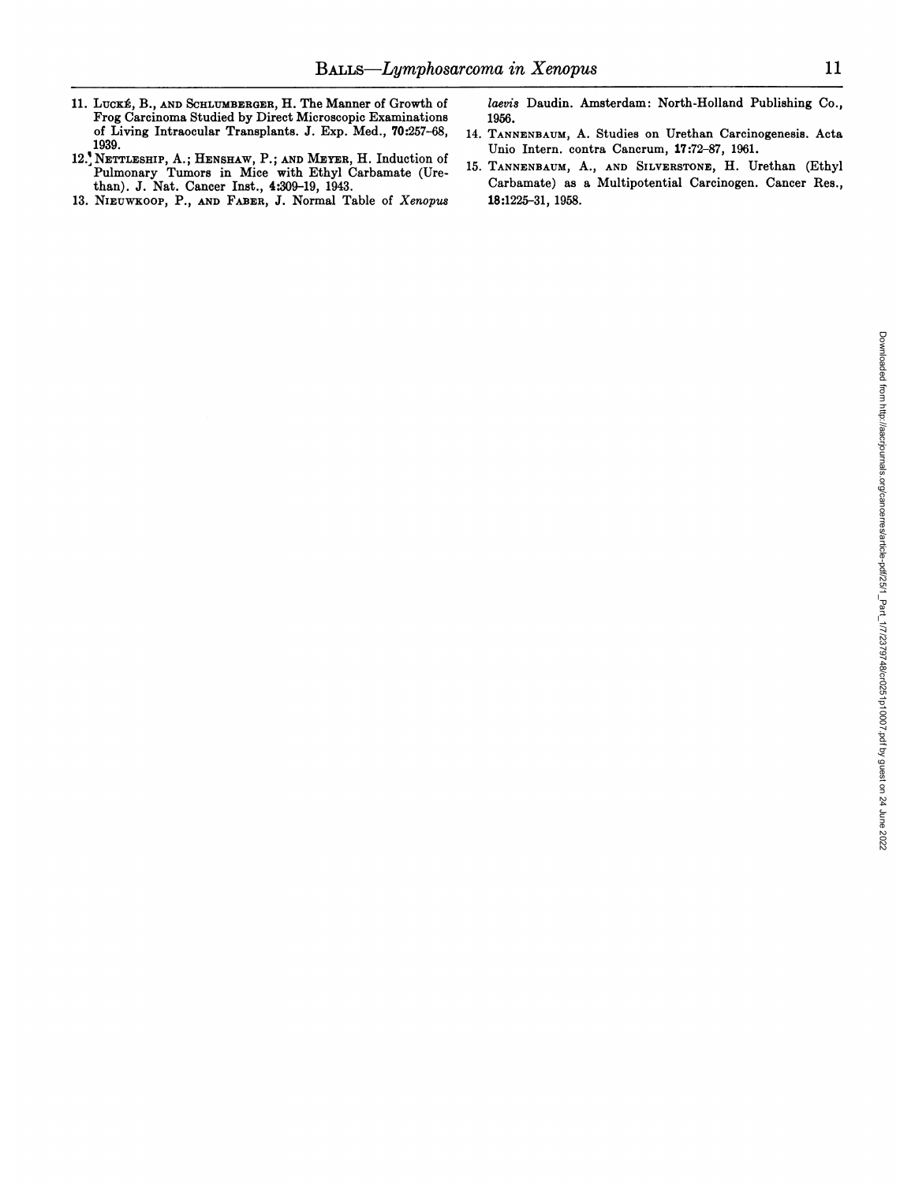11. Lucké, B., and Schlumberger, H. The Manner of Growth of Frog Carcinoma Studied by Direct Microscopic Examinations of Living Intraocular Transplants. J. Exp. Med., **70**:257–68, 1939.
12. Nettleship, A.; Henshaw, P.; and Meyer, H. Induction of Pulmonary Tumors in Mice with Ethyl Carbamate (Urethan). J. Nat. Cancer Inst., **4**:309–19, 1943.
13. Nieuwkoop, P., and Faber, J. Normal Table of *Xenopus laevis* Daudin. Amsterdam: North-Holland Publishing Co., 1956.
14. Tannenbaum, A. Studies on Urethan Carcinogenesis. Acta Unio Intern. contra Cancrum, **17**:72–87, 1961.
15. Tannenbaum, A., and Silverstone, H. Urethan (Ethyl Carbamate) as a Multipotential Carcinogen. Cancer Res., **18**:1225–31, 1958.